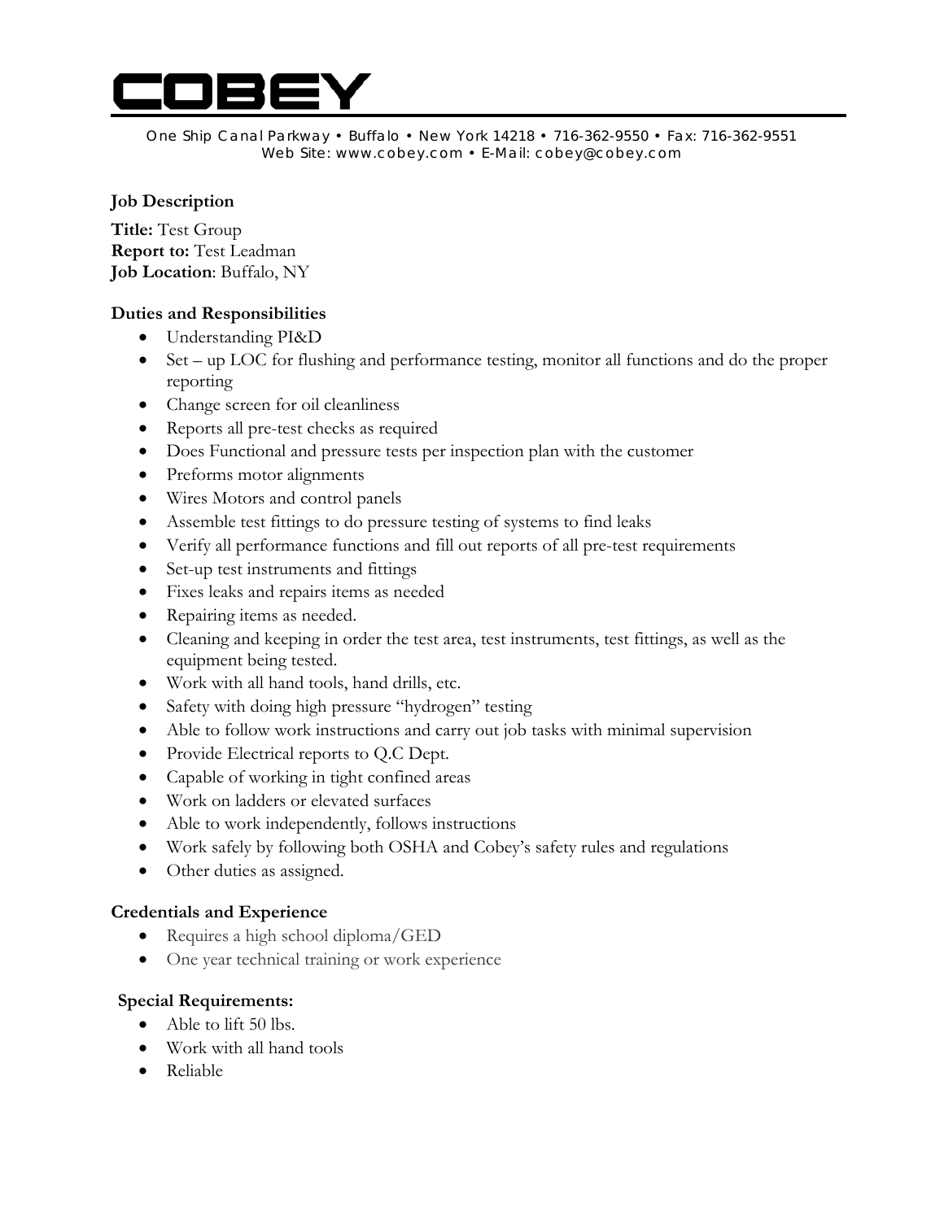# COBEY

One Ship Canal Parkway • Buffalo • New York 14218 • 716-362-9550 • Fax: 716-362-9551
Web Site: www.cobey.com • E-Mail: cobey@cobey.com

## Job Description

**Title:** Test Group
**Report to:** Test Leadman
**Job Location**: Buffalo, NY

### Duties and Responsibilities

- Understanding PI&D
- Set – up LOC for flushing and performance testing, monitor all functions and do the proper reporting
- Change screen for oil cleanliness
- Reports all pre-test checks as required
- Does Functional and pressure tests per inspection plan with the customer
- Preforms motor alignments
- Wires Motors and control panels
- Assemble test fittings to do pressure testing of systems to find leaks
- Verify all performance functions and fill out reports of all pre-test requirements
- Set-up test instruments and fittings
- Fixes leaks and repairs items as needed
- Repairing items as needed.
- Cleaning and keeping in order the test area, test instruments, test fittings, as well as the equipment being tested.
- Work with all hand tools, hand drills, etc.
- Safety with doing high pressure "hydrogen" testing
- Able to follow work instructions and carry out job tasks with minimal supervision
- Provide Electrical reports to Q.C Dept.
- Capable of working in tight confined areas
- Work on ladders or elevated surfaces
- Able to work independently, follows instructions
- Work safely by following both OSHA and Cobey's safety rules and regulations
- Other duties as assigned.

### Credentials and Experience

- Requires a high school diploma/GED
- One year technical training or work experience

### Special Requirements:

- Able to lift 50 lbs.
- Work with all hand tools
- Reliable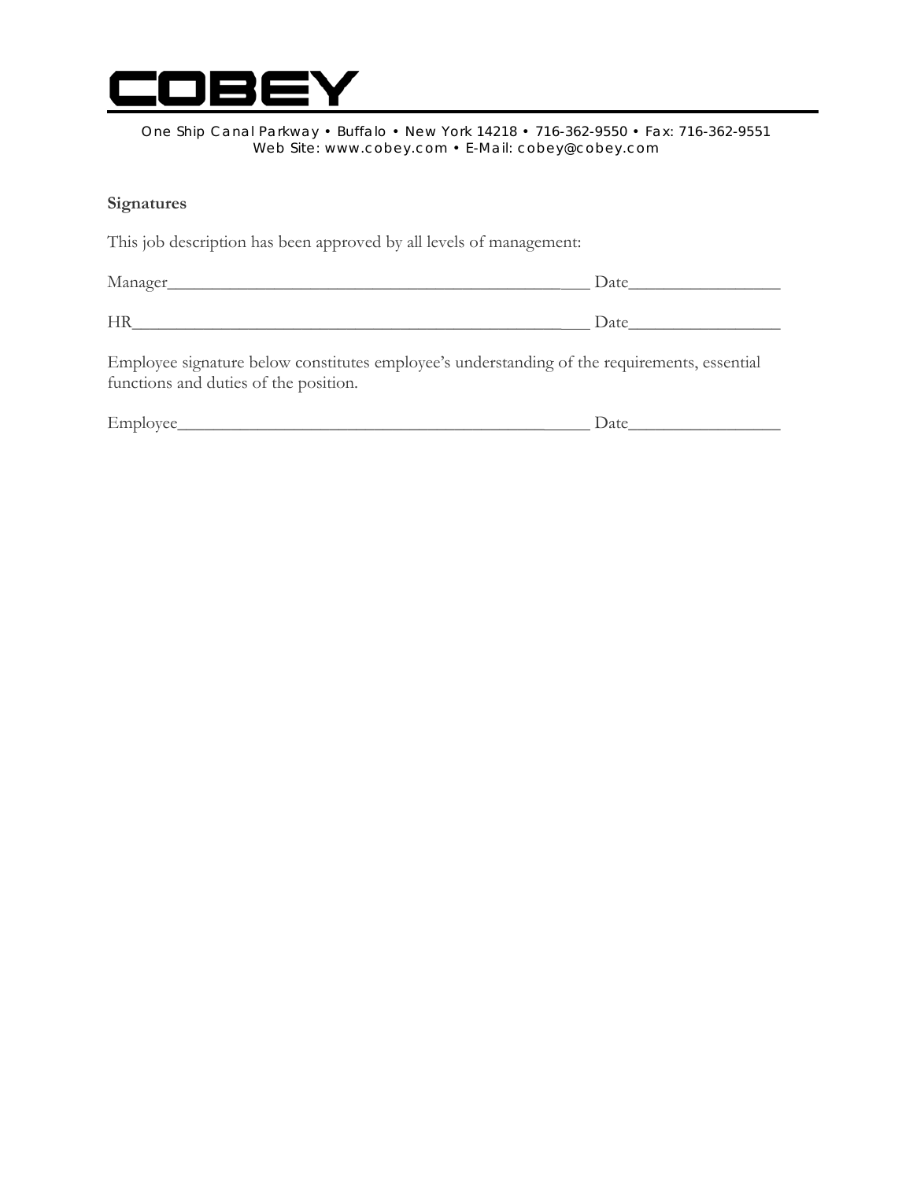**Signatures**

This job description has been approved by all levels of management:

Manager_______________________________________________ Date_________________

HR___________________________________________________ Date_________________

Employee signature below constitutes employee's understanding of the requirements, essential functions and duties of the position.

Employee_____________________________________________ Date_________________